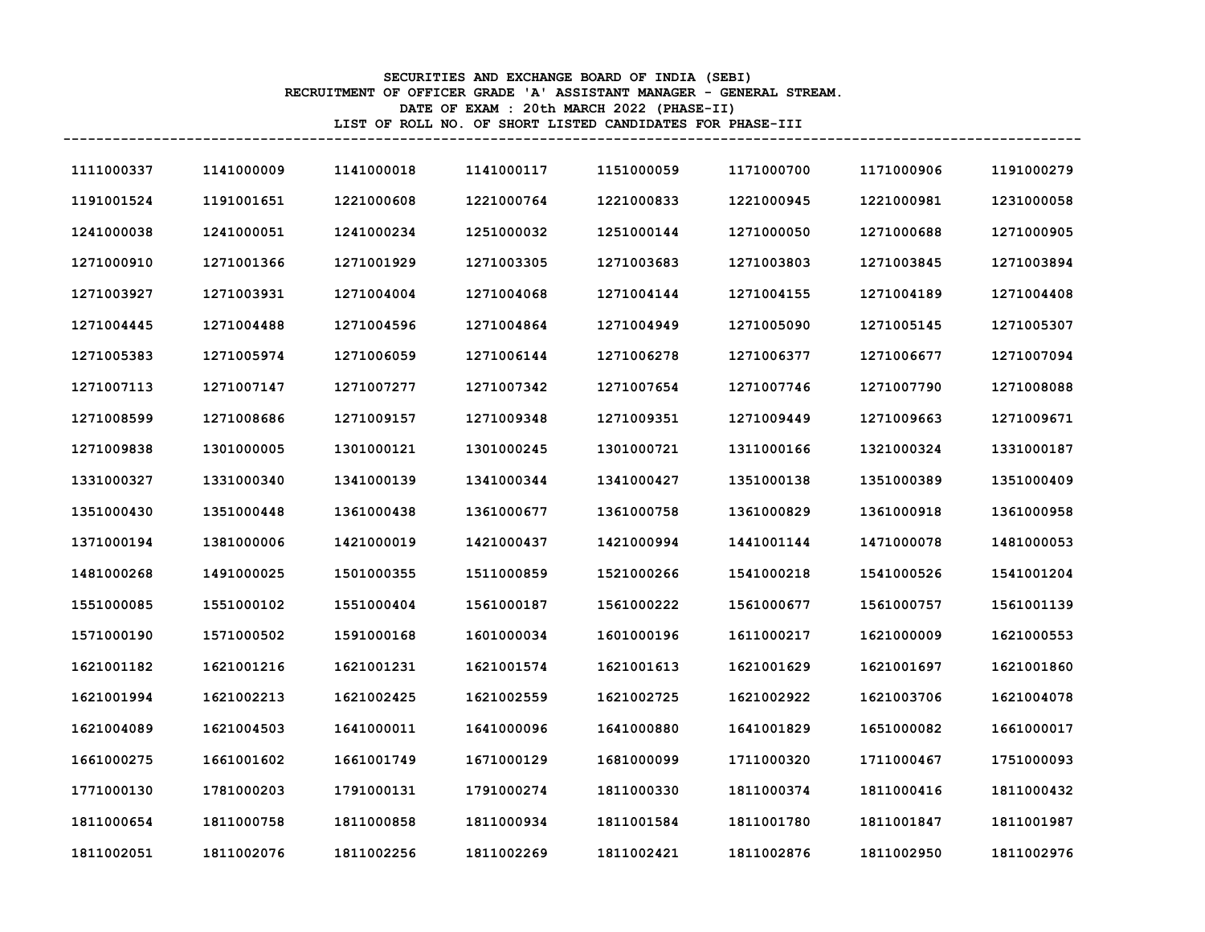**SECURITIES AND EXCHANGE BOARD OF INDIA (SEBI)**
**RECRUITMENT OF OFFICER GRADE 'A' ASSISTANT MANAGER - GENERAL STREAM.**
**DATE OF EXAM : 20th MARCH 2022 (PHASE-II)**
**LIST OF ROLL NO. OF SHORT LISTED CANDIDATES FOR PHASE-III**

| | | | | | | | |
|---|---|---|---|---|---|---|---|
| 1111000337 | 1141000009 | 1141000018 | 1141000117 | 1151000059 | 1171000700 | 1171000906 | 1191000279 |
| 1191001524 | 1191001651 | 1221000608 | 1221000764 | 1221000833 | 1221000945 | 1221000981 | 1231000058 |
| 1241000038 | 1241000051 | 1241000234 | 1251000032 | 1251000144 | 1271000050 | 1271000688 | 1271000905 |
| 1271000910 | 1271001366 | 1271001929 | 1271003305 | 1271003683 | 1271003803 | 1271003845 | 1271003894 |
| 1271003927 | 1271003931 | 1271004004 | 1271004068 | 1271004144 | 1271004155 | 1271004189 | 1271004408 |
| 1271004445 | 1271004488 | 1271004596 | 1271004864 | 1271004949 | 1271005090 | 1271005145 | 1271005307 |
| 1271005383 | 1271005974 | 1271006059 | 1271006144 | 1271006278 | 1271006377 | 1271006677 | 1271007094 |
| 1271007113 | 1271007147 | 1271007277 | 1271007342 | 1271007654 | 1271007746 | 1271007790 | 1271008088 |
| 1271008599 | 1271008686 | 1271009157 | 1271009348 | 1271009351 | 1271009449 | 1271009663 | 1271009671 |
| 1271009838 | 1301000005 | 1301000121 | 1301000245 | 1301000721 | 1311000166 | 1321000324 | 1331000187 |
| 1331000327 | 1331000340 | 1341000139 | 1341000344 | 1341000427 | 1351000138 | 1351000389 | 1351000409 |
| 1351000430 | 1351000448 | 1361000438 | 1361000677 | 1361000758 | 1361000829 | 1361000918 | 1361000958 |
| 1371000194 | 1381000006 | 1421000019 | 1421000437 | 1421000994 | 1441001144 | 1471000078 | 1481000053 |
| 1481000268 | 1491000025 | 1501000355 | 1511000859 | 1521000266 | 1541000218 | 1541000526 | 1541001204 |
| 1551000085 | 1551000102 | 1551000404 | 1561000187 | 1561000222 | 1561000677 | 1561000757 | 1561001139 |
| 1571000190 | 1571000502 | 1591000168 | 1601000034 | 1601000196 | 1611000217 | 1621000009 | 1621000553 |
| 1621001182 | 1621001216 | 1621001231 | 1621001574 | 1621001613 | 1621001629 | 1621001697 | 1621001860 |
| 1621001994 | 1621002213 | 1621002425 | 1621002559 | 1621002725 | 1621002922 | 1621003706 | 1621004078 |
| 1621004089 | 1621004503 | 1641000011 | 1641000096 | 1641000880 | 1641001829 | 1651000082 | 1661000017 |
| 1661000275 | 1661001602 | 1661001749 | 1671000129 | 1681000099 | 1711000320 | 1711000467 | 1751000093 |
| 1771000130 | 1781000203 | 1791000131 | 1791000274 | 1811000330 | 1811000374 | 1811000416 | 1811000432 |
| 1811000654 | 1811000758 | 1811000858 | 1811000934 | 1811001584 | 1811001780 | 1811001847 | 1811001987 |
| 1811002051 | 1811002076 | 1811002256 | 1811002269 | 1811002421 | 1811002876 | 1811002950 | 1811002976 |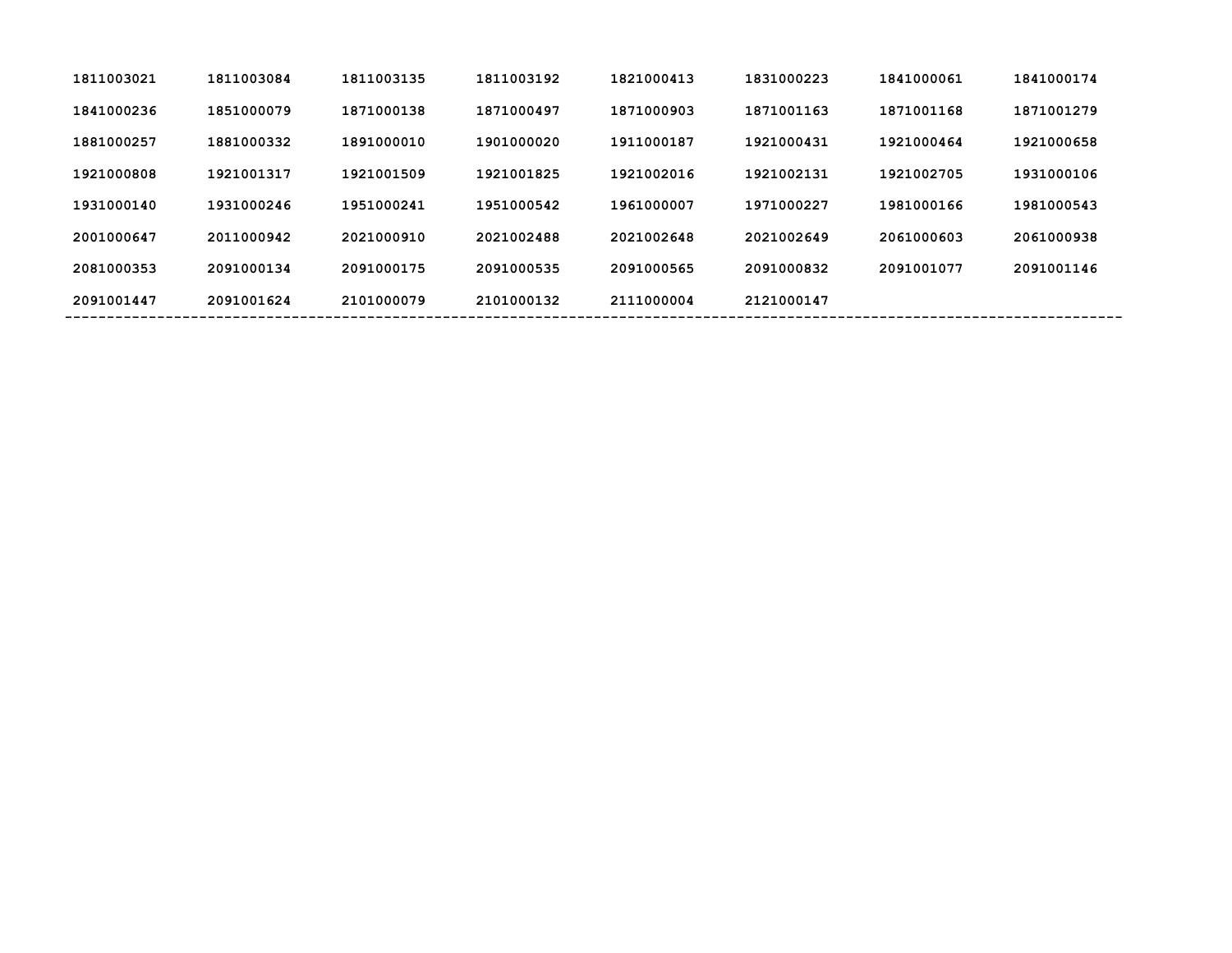| | | | | | | | |
|---|---|---|---|---|---|---|---|
| 1811003021 | 1811003084 | 1811003135 | 1811003192 | 1821000413 | 1831000223 | 1841000061 | 1841000174 |
| 1841000236 | 1851000079 | 1871000138 | 1871000497 | 1871000903 | 1871001163 | 1871001168 | 1871001279 |
| 1881000257 | 1881000332 | 1891000010 | 1901000020 | 1911000187 | 1921000431 | 1921000464 | 1921000658 |
| 1921000808 | 1921001317 | 1921001509 | 1921001825 | 1921002016 | 1921002131 | 1921002705 | 1931000106 |
| 1931000140 | 1931000246 | 1951000241 | 1951000542 | 1961000007 | 1971000227 | 1981000166 | 1981000543 |
| 2001000647 | 2011000942 | 2021000910 | 2021002488 | 2021002648 | 2021002649 | 2061000603 | 2061000938 |
| 2081000353 | 2091000134 | 2091000175 | 2091000535 | 2091000565 | 2091000832 | 2091001077 | 2091001146 |
| 2091001447 | 2091001624 | 2101000079 | 2101000132 | 2111000004 | 2121000147 | | |

---